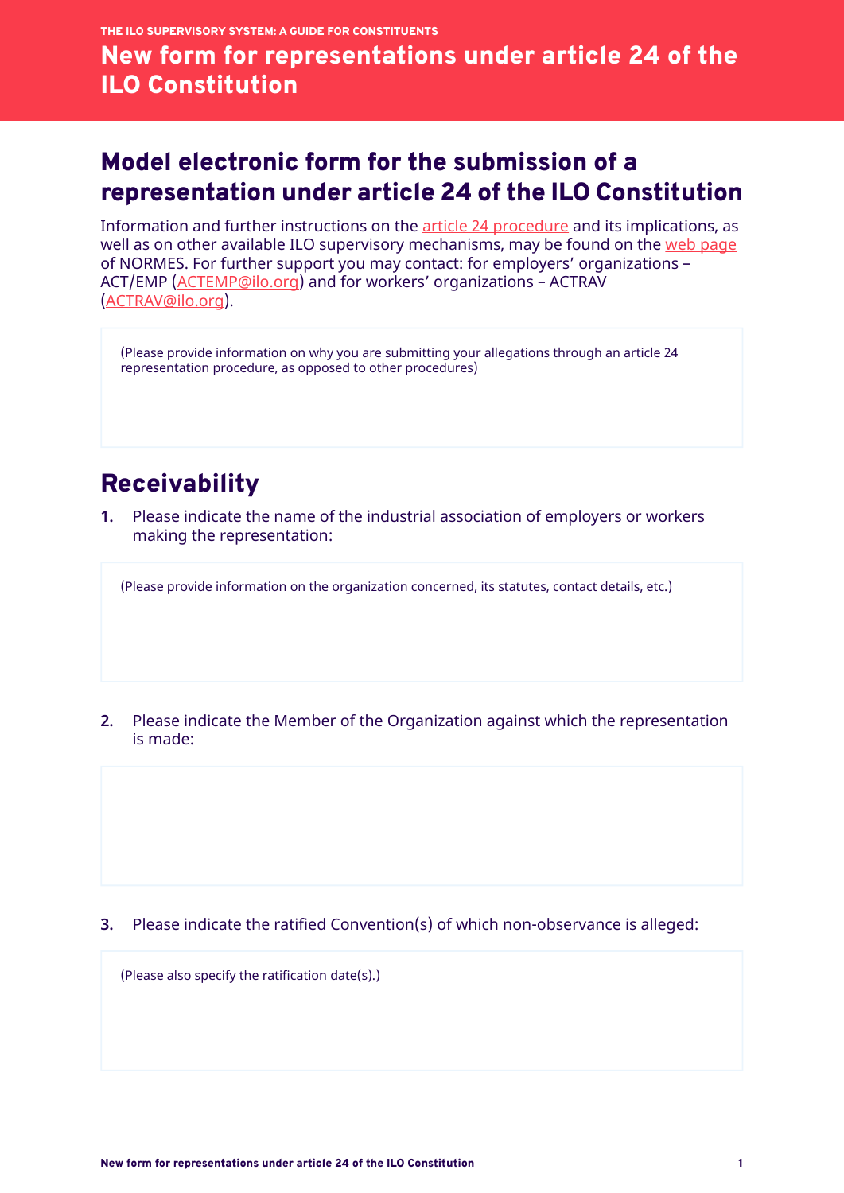THE ILO SUPERVISORY SYSTEM: A GUIDE FOR CONSTITUENTS

# New form for representations under article 24 of the ILO Constitution

## Model electronic form for the submission of a representation under article 24 of the ILO Constitution

Information and further instructions on the article 24 procedure and its implications, as well as on other available ILO supervisory mechanisms, may be found on the web page of NORMES. For further support you may contact: for employers' organizations – ACT/EMP (ACTEMP@ilo.org) and for workers' organizations – ACTRAV (ACTRAV@ilo.org).

(Please provide information on why you are submitting your allegations through an article 24 representation procedure, as opposed to other procedures)

## Receivability

**1.** Please indicate the name of the industrial association of employers or workers making the representation:

(Please provide information on the organization concerned, its statutes, contact details, etc.)

**2.** Please indicate the Member of the Organization against which the representation is made:

**3.** Please indicate the ratified Convention(s) of which non-observance is alleged:

(Please also specify the ratification date(s).)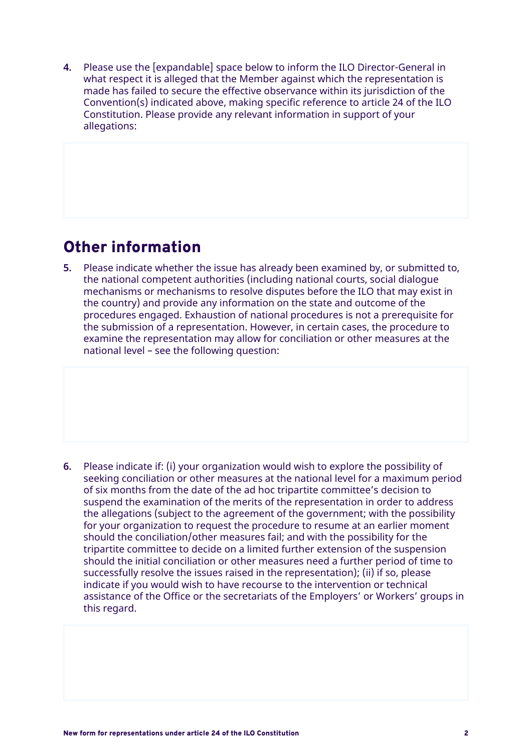4. Please use the [expandable] space below to inform the ILO Director-General in what respect it is alleged that the Member against which the representation is made has failed to secure the effective observance within its jurisdiction of the Convention(s) indicated above, making specific reference to article 24 of the ILO Constitution. Please provide any relevant information in support of your allegations:

## Other information

5. Please indicate whether the issue has already been examined by, or submitted to, the national competent authorities (including national courts, social dialogue mechanisms or mechanisms to resolve disputes before the ILO that may exist in the country) and provide any information on the state and outcome of the procedures engaged. Exhaustion of national procedures is not a prerequisite for the submission of a representation. However, in certain cases, the procedure to examine the representation may allow for conciliation or other measures at the national level – see the following question:

6. Please indicate if: (i) your organization would wish to explore the possibility of seeking conciliation or other measures at the national level for a maximum period of six months from the date of the ad hoc tripartite committee's decision to suspend the examination of the merits of the representation in order to address the allegations (subject to the agreement of the government; with the possibility for your organization to request the procedure to resume at an earlier moment should the conciliation/other measures fail; and with the possibility for the tripartite committee to decide on a limited further extension of the suspension should the initial conciliation or other measures need a further period of time to successfully resolve the issues raised in the representation); (ii) if so, please indicate if you would wish to have recourse to the intervention or technical assistance of the Office or the secretariats of the Employers' or Workers' groups in this regard.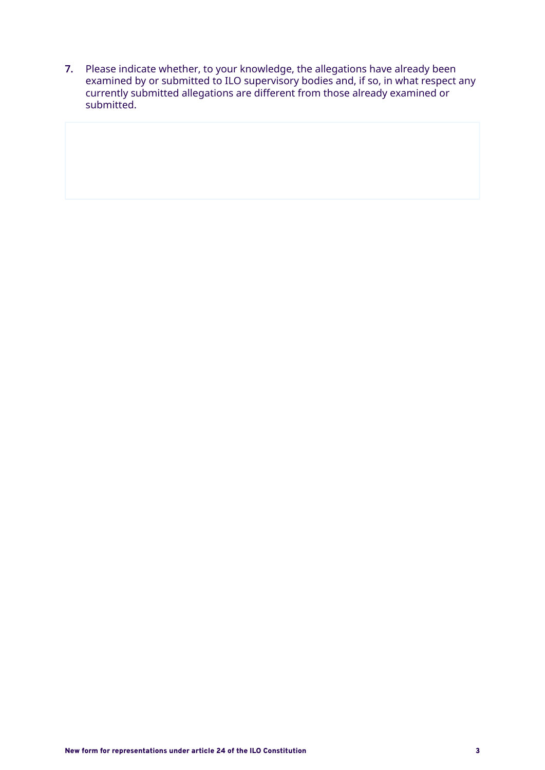7. Please indicate whether, to your knowledge, the allegations have already been examined by or submitted to ILO supervisory bodies and, if so, in what respect any currently submitted allegations are different from those already examined or submitted.